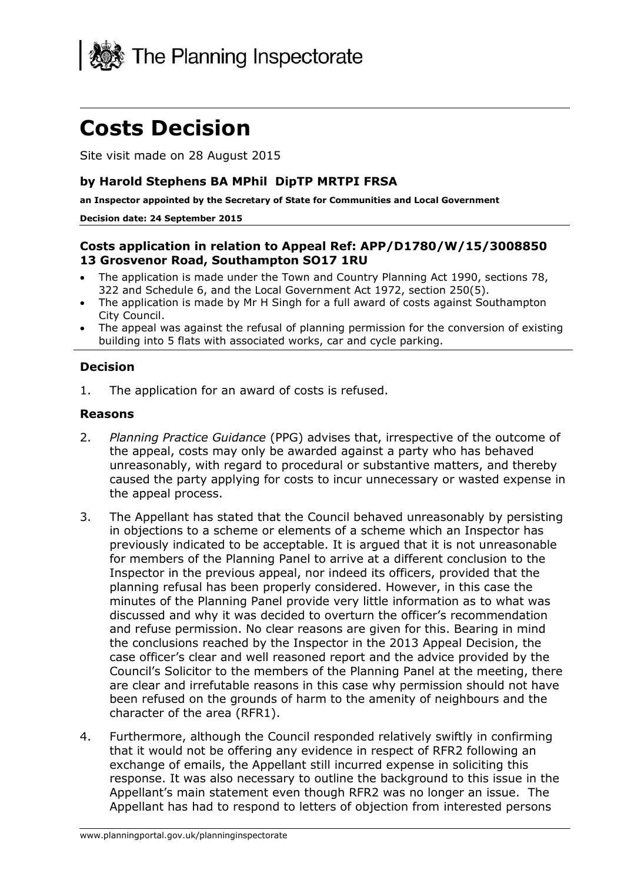The Planning Inspectorate

# Costs Decision

Site visit made on 28 August 2015

**by Harold Stephens BA MPhil DipTP MRTPI FRSA**

**an Inspector appointed by the Secretary of State for Communities and Local Government**

**Decision date: 24 September 2015**

**Costs application in relation to Appeal Ref: APP/D1780/W/15/3008850**
**13 Grosvenor Road, Southampton SO17 1RU**

- The application is made under the Town and Country Planning Act 1990, sections 78, 322 and Schedule 6, and the Local Government Act 1972, section 250(5).
- The application is made by Mr H Singh for a full award of costs against Southampton City Council.
- The appeal was against the refusal of planning permission for the conversion of existing building into 5 flats with associated works, car and cycle parking.

### Decision

1. The application for an award of costs is refused.

### Reasons

2. *Planning Practice Guidance* (PPG) advises that, irrespective of the outcome of the appeal, costs may only be awarded against a party who has behaved unreasonably, with regard to procedural or substantive matters, and thereby caused the party applying for costs to incur unnecessary or wasted expense in the appeal process.

3. The Appellant has stated that the Council behaved unreasonably by persisting in objections to a scheme or elements of a scheme which an Inspector has previously indicated to be acceptable. It is argued that it is not unreasonable for members of the Planning Panel to arrive at a different conclusion to the Inspector in the previous appeal, nor indeed its officers, provided that the planning refusal has been properly considered. However, in this case the minutes of the Planning Panel provide very little information as to what was discussed and why it was decided to overturn the officer's recommendation and refuse permission. No clear reasons are given for this. Bearing in mind the conclusions reached by the Inspector in the 2013 Appeal Decision, the case officer's clear and well reasoned report and the advice provided by the Council's Solicitor to the members of the Planning Panel at the meeting, there are clear and irrefutable reasons in this case why permission should not have been refused on the grounds of harm to the amenity of neighbours and the character of the area (RFR1).

4. Furthermore, although the Council responded relatively swiftly in confirming that it would not be offering any evidence in respect of RFR2 following an exchange of emails, the Appellant still incurred expense in soliciting this response. It was also necessary to outline the background to this issue in the Appellant's main statement even though RFR2 was no longer an issue. The Appellant has had to respond to letters of objection from interested persons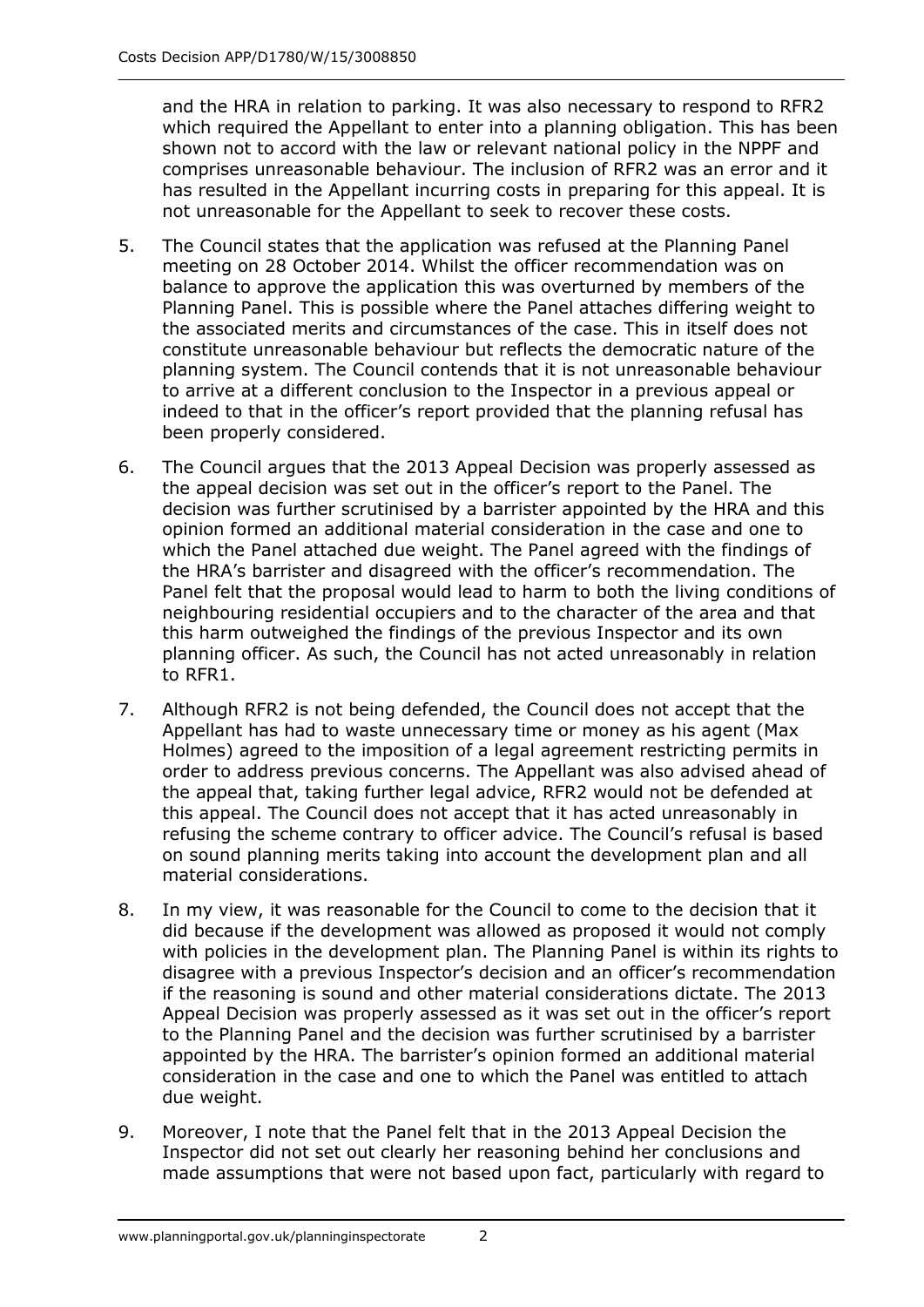and the HRA in relation to parking. It was also necessary to respond to RFR2 which required the Appellant to enter into a planning obligation. This has been shown not to accord with the law or relevant national policy in the NPPF and comprises unreasonable behaviour. The inclusion of RFR2 was an error and it has resulted in the Appellant incurring costs in preparing for this appeal. It is not unreasonable for the Appellant to seek to recover these costs.

5. The Council states that the application was refused at the Planning Panel meeting on 28 October 2014. Whilst the officer recommendation was on balance to approve the application this was overturned by members of the Planning Panel. This is possible where the Panel attaches differing weight to the associated merits and circumstances of the case. This in itself does not constitute unreasonable behaviour but reflects the democratic nature of the planning system. The Council contends that it is not unreasonable behaviour to arrive at a different conclusion to the Inspector in a previous appeal or indeed to that in the officer's report provided that the planning refusal has been properly considered.

6. The Council argues that the 2013 Appeal Decision was properly assessed as the appeal decision was set out in the officer's report to the Panel. The decision was further scrutinised by a barrister appointed by the HRA and this opinion formed an additional material consideration in the case and one to which the Panel attached due weight. The Panel agreed with the findings of the HRA's barrister and disagreed with the officer's recommendation. The Panel felt that the proposal would lead to harm to both the living conditions of neighbouring residential occupiers and to the character of the area and that this harm outweighed the findings of the previous Inspector and its own planning officer. As such, the Council has not acted unreasonably in relation to RFR1.

7. Although RFR2 is not being defended, the Council does not accept that the Appellant has had to waste unnecessary time or money as his agent (Max Holmes) agreed to the imposition of a legal agreement restricting permits in order to address previous concerns. The Appellant was also advised ahead of the appeal that, taking further legal advice, RFR2 would not be defended at this appeal. The Council does not accept that it has acted unreasonably in refusing the scheme contrary to officer advice. The Council's refusal is based on sound planning merits taking into account the development plan and all material considerations.

8. In my view, it was reasonable for the Council to come to the decision that it did because if the development was allowed as proposed it would not comply with policies in the development plan. The Planning Panel is within its rights to disagree with a previous Inspector's decision and an officer's recommendation if the reasoning is sound and other material considerations dictate. The 2013 Appeal Decision was properly assessed as it was set out in the officer's report to the Planning Panel and the decision was further scrutinised by a barrister appointed by the HRA. The barrister's opinion formed an additional material consideration in the case and one to which the Panel was entitled to attach due weight.

9. Moreover, I note that the Panel felt that in the 2013 Appeal Decision the Inspector did not set out clearly her reasoning behind her conclusions and made assumptions that were not based upon fact, particularly with regard to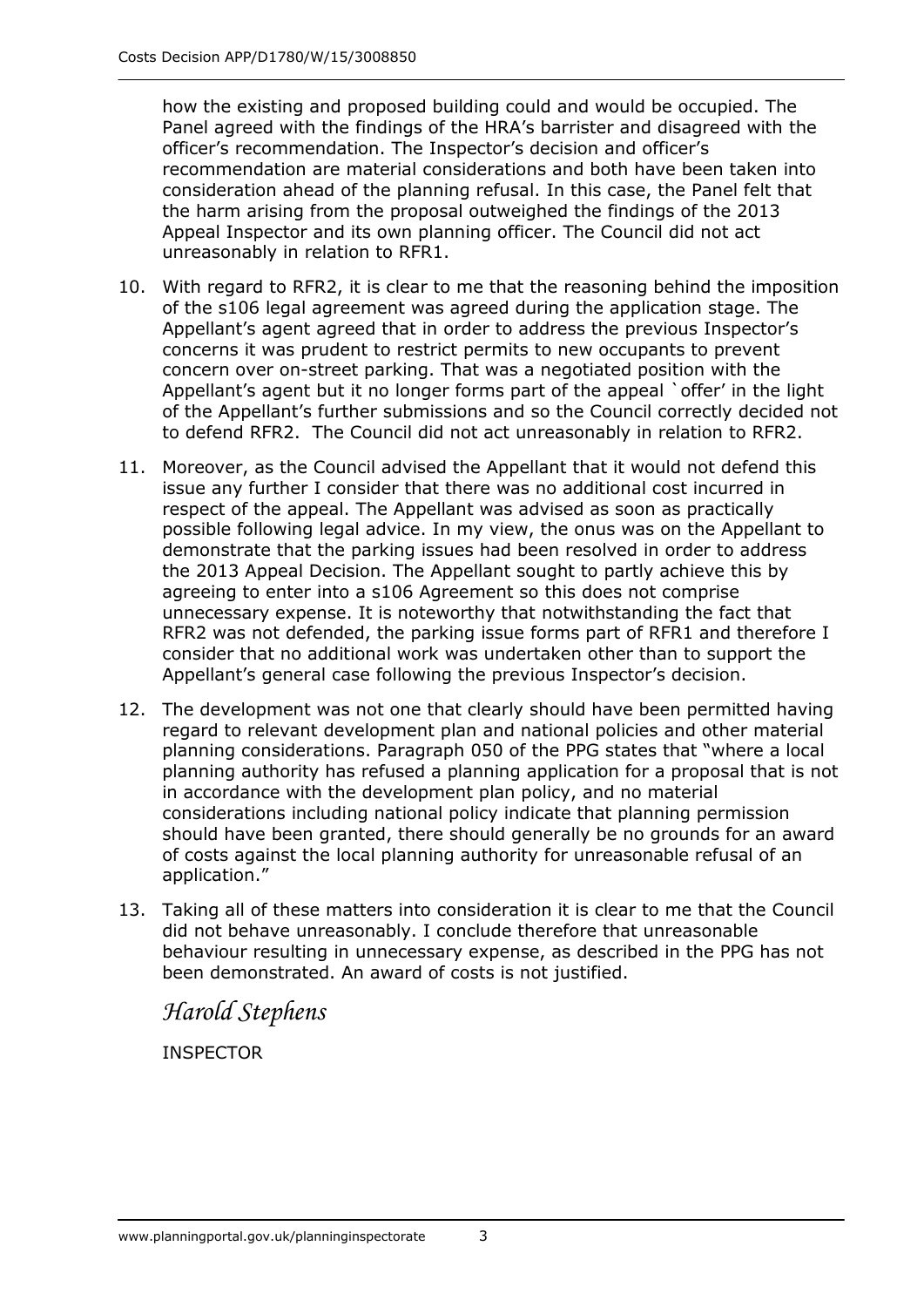how the existing and proposed building could and would be occupied. The Panel agreed with the findings of the HRA's barrister and disagreed with the officer's recommendation. The Inspector's decision and officer's recommendation are material considerations and both have been taken into consideration ahead of the planning refusal. In this case, the Panel felt that the harm arising from the proposal outweighed the findings of the 2013 Appeal Inspector and its own planning officer. The Council did not act unreasonably in relation to RFR1.

10. With regard to RFR2, it is clear to me that the reasoning behind the imposition of the s106 legal agreement was agreed during the application stage. The Appellant's agent agreed that in order to address the previous Inspector's concerns it was prudent to restrict permits to new occupants to prevent concern over on-street parking. That was a negotiated position with the Appellant's agent but it no longer forms part of the appeal `offer' in the light of the Appellant's further submissions and so the Council correctly decided not to defend RFR2. The Council did not act unreasonably in relation to RFR2.

11. Moreover, as the Council advised the Appellant that it would not defend this issue any further I consider that there was no additional cost incurred in respect of the appeal. The Appellant was advised as soon as practically possible following legal advice. In my view, the onus was on the Appellant to demonstrate that the parking issues had been resolved in order to address the 2013 Appeal Decision. The Appellant sought to partly achieve this by agreeing to enter into a s106 Agreement so this does not comprise unnecessary expense. It is noteworthy that notwithstanding the fact that RFR2 was not defended, the parking issue forms part of RFR1 and therefore I consider that no additional work was undertaken other than to support the Appellant's general case following the previous Inspector's decision.

12. The development was not one that clearly should have been permitted having regard to relevant development plan and national policies and other material planning considerations. Paragraph 050 of the PPG states that "where a local planning authority has refused a planning application for a proposal that is not in accordance with the development plan policy, and no material considerations including national policy indicate that planning permission should have been granted, there should generally be no grounds for an award of costs against the local planning authority for unreasonable refusal of an application."

13. Taking all of these matters into consideration it is clear to me that the Council did not behave unreasonably. I conclude therefore that unreasonable behaviour resulting in unnecessary expense, as described in the PPG has not been demonstrated. An award of costs is not justified.

*Harold Stephens*

INSPECTOR